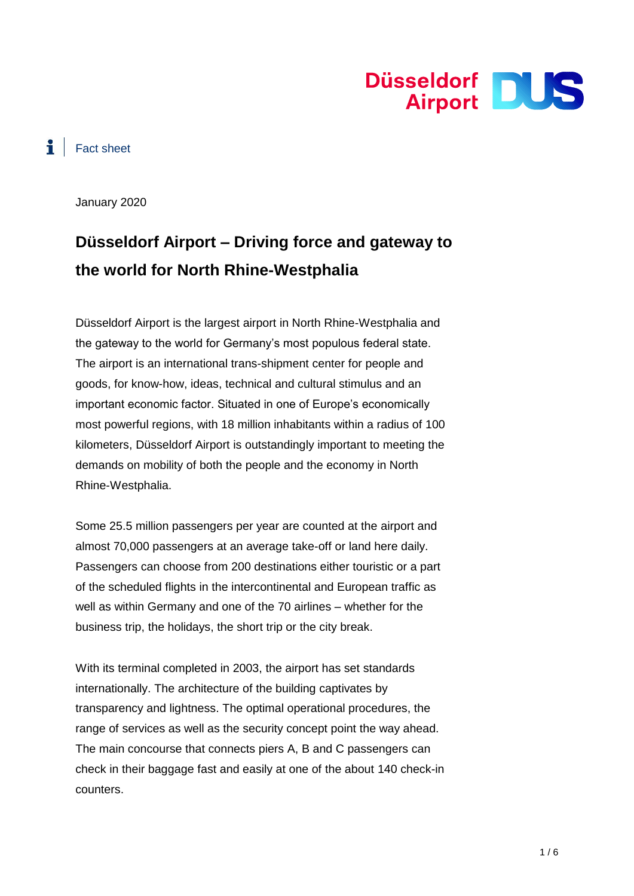Fact sheet

January 2020

# Düsseldorf Airport – Driving force and gateway to the world for North Rhine-Westphalia

Düsseldorf Airport is the largest airport in North Rhine-Westphalia and the gateway to the world for Germany's most populous federal state. The airport is an international trans-shipment center for people and goods, for know-how, ideas, technical and cultural stimulus and an important economic factor. Situated in one of Europe's economically most powerful regions, with 18 million inhabitants within a radius of 100 kilometers, Düsseldorf Airport is outstandingly important to meeting the demands on mobility of both the people and the economy in North Rhine-Westphalia.

Some 25.5 million passengers per year are counted at the airport and almost 70,000 passengers at an average take-off or land here daily. Passengers can choose from 200 destinations either touristic or a part of the scheduled flights in the intercontinental and European traffic as well as within Germany and one of the 70 airlines – whether for the business trip, the holidays, the short trip or the city break.

With its terminal completed in 2003, the airport has set standards internationally. The architecture of the building captivates by transparency and lightness. The optimal operational procedures, the range of services as well as the security concept point the way ahead. The main concourse that connects piers A, B and C passengers can check in their baggage fast and easily at one of the about 140 check-in counters.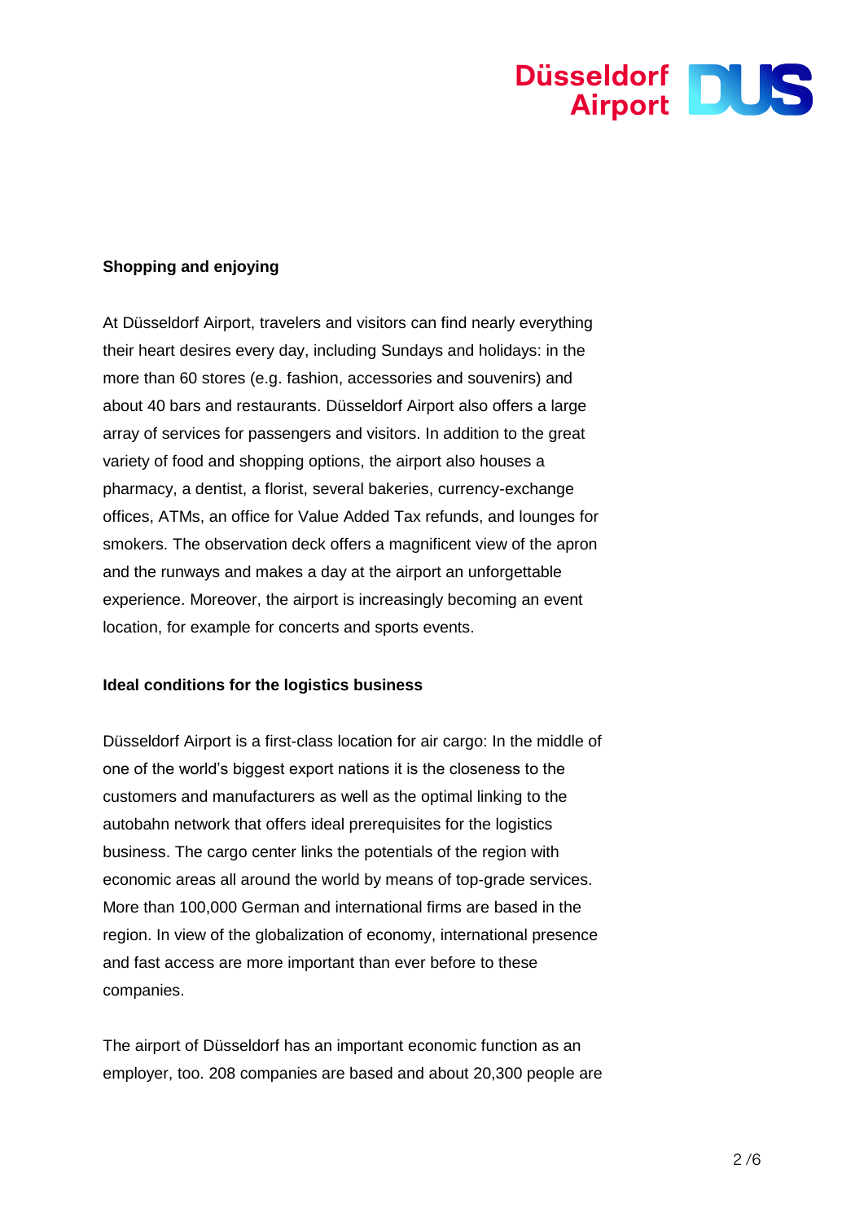**Shopping and enjoying**

At Düsseldorf Airport, travelers and visitors can find nearly everything their heart desires every day, including Sundays and holidays: in the more than 60 stores (e.g. fashion, accessories and souvenirs) and about 40 bars and restaurants. Düsseldorf Airport also offers a large array of services for passengers and visitors. In addition to the great variety of food and shopping options, the airport also houses a pharmacy, a dentist, a florist, several bakeries, currency-exchange offices, ATMs, an office for Value Added Tax refunds, and lounges for smokers. The observation deck offers a magnificent view of the apron and the runways and makes a day at the airport an unforgettable experience. Moreover, the airport is increasingly becoming an event location, for example for concerts and sports events.

**Ideal conditions for the logistics business**

Düsseldorf Airport is a first-class location for air cargo: In the middle of one of the world's biggest export nations it is the closeness to the customers and manufacturers as well as the optimal linking to the autobahn network that offers ideal prerequisites for the logistics business. The cargo center links the potentials of the region with economic areas all around the world by means of top-grade services. More than 100,000 German and international firms are based in the region. In view of the globalization of economy, international presence and fast access are more important than ever before to these companies.

The airport of Düsseldorf has an important economic function as an employer, too. 208 companies are based and about 20,300 people are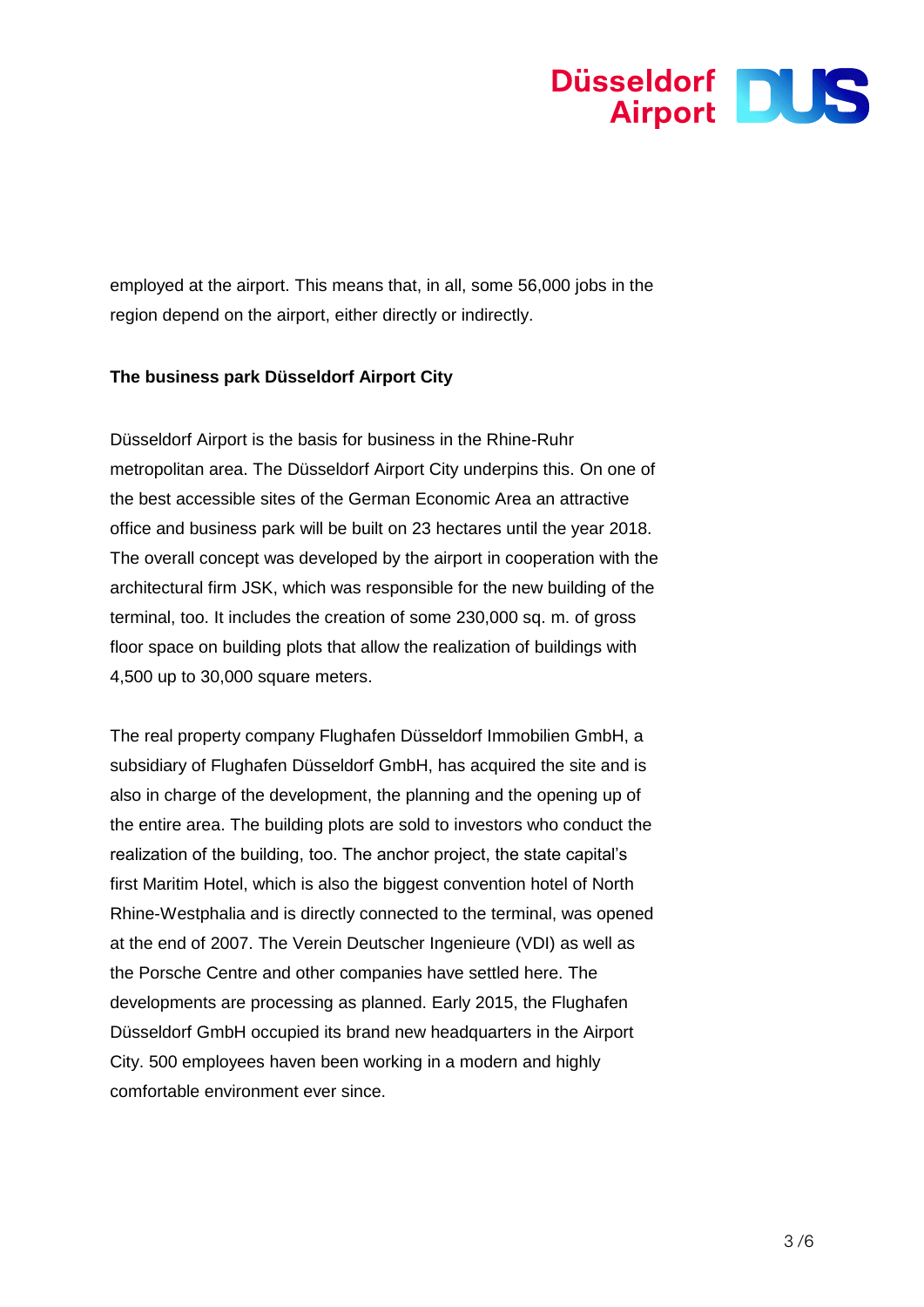employed at the airport. This means that, in all, some 56,000 jobs in the region depend on the airport, either directly or indirectly.

**The business park Düsseldorf Airport City**

Düsseldorf Airport is the basis for business in the Rhine-Ruhr metropolitan area. The Düsseldorf Airport City underpins this. On one of the best accessible sites of the German Economic Area an attractive office and business park will be built on 23 hectares until the year 2018. The overall concept was developed by the airport in cooperation with the architectural firm JSK, which was responsible for the new building of the terminal, too. It includes the creation of some 230,000 sq. m. of gross floor space on building plots that allow the realization of buildings with 4,500 up to 30,000 square meters.

The real property company Flughafen Düsseldorf Immobilien GmbH, a subsidiary of Flughafen Düsseldorf GmbH, has acquired the site and is also in charge of the development, the planning and the opening up of the entire area. The building plots are sold to investors who conduct the realization of the building, too. The anchor project, the state capital's first Maritim Hotel, which is also the biggest convention hotel of North Rhine-Westphalia and is directly connected to the terminal, was opened at the end of 2007. The Verein Deutscher Ingenieure (VDI) as well as the Porsche Centre and other companies have settled here. The developments are processing as planned. Early 2015, the Flughafen Düsseldorf GmbH occupied its brand new headquarters in the Airport City. 500 employees haven been working in a modern and highly comfortable environment ever since.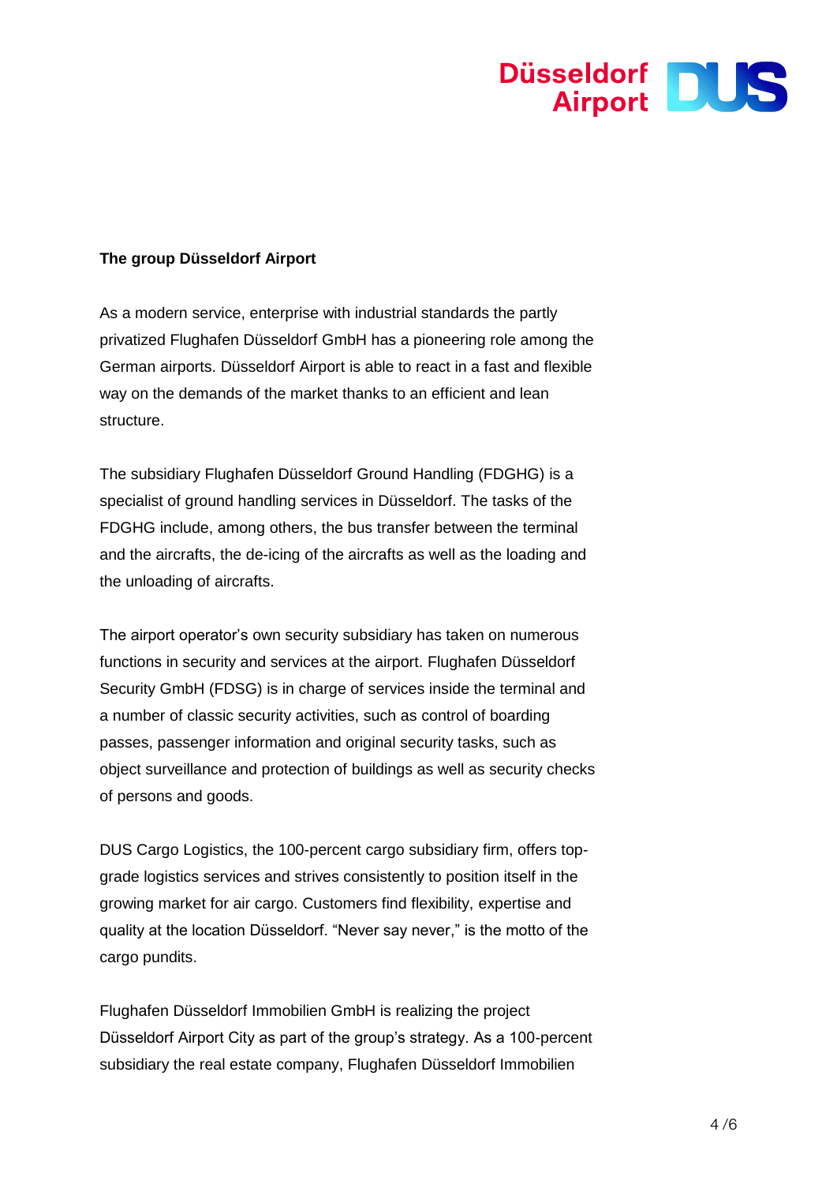**The group Düsseldorf Airport**

As a modern service, enterprise with industrial standards the partly privatized Flughafen Düsseldorf GmbH has a pioneering role among the German airports. Düsseldorf Airport is able to react in a fast and flexible way on the demands of the market thanks to an efficient and lean structure.

The subsidiary Flughafen Düsseldorf Ground Handling (FDGHG) is a specialist of ground handling services in Düsseldorf. The tasks of the FDGHG include, among others, the bus transfer between the terminal and the aircrafts, the de-icing of the aircrafts as well as the loading and the unloading of aircrafts.

The airport operator's own security subsidiary has taken on numerous functions in security and services at the airport. Flughafen Düsseldorf Security GmbH (FDSG) is in charge of services inside the terminal and a number of classic security activities, such as control of boarding passes, passenger information and original security tasks, such as object surveillance and protection of buildings as well as security checks of persons and goods.

DUS Cargo Logistics, the 100-percent cargo subsidiary firm, offers top-grade logistics services and strives consistently to position itself in the growing market for air cargo. Customers find flexibility, expertise and quality at the location Düsseldorf. "Never say never," is the motto of the cargo pundits.

Flughafen Düsseldorf Immobilien GmbH is realizing the project Düsseldorf Airport City as part of the group's strategy. As a 100-percent subsidiary the real estate company, Flughafen Düsseldorf Immobilien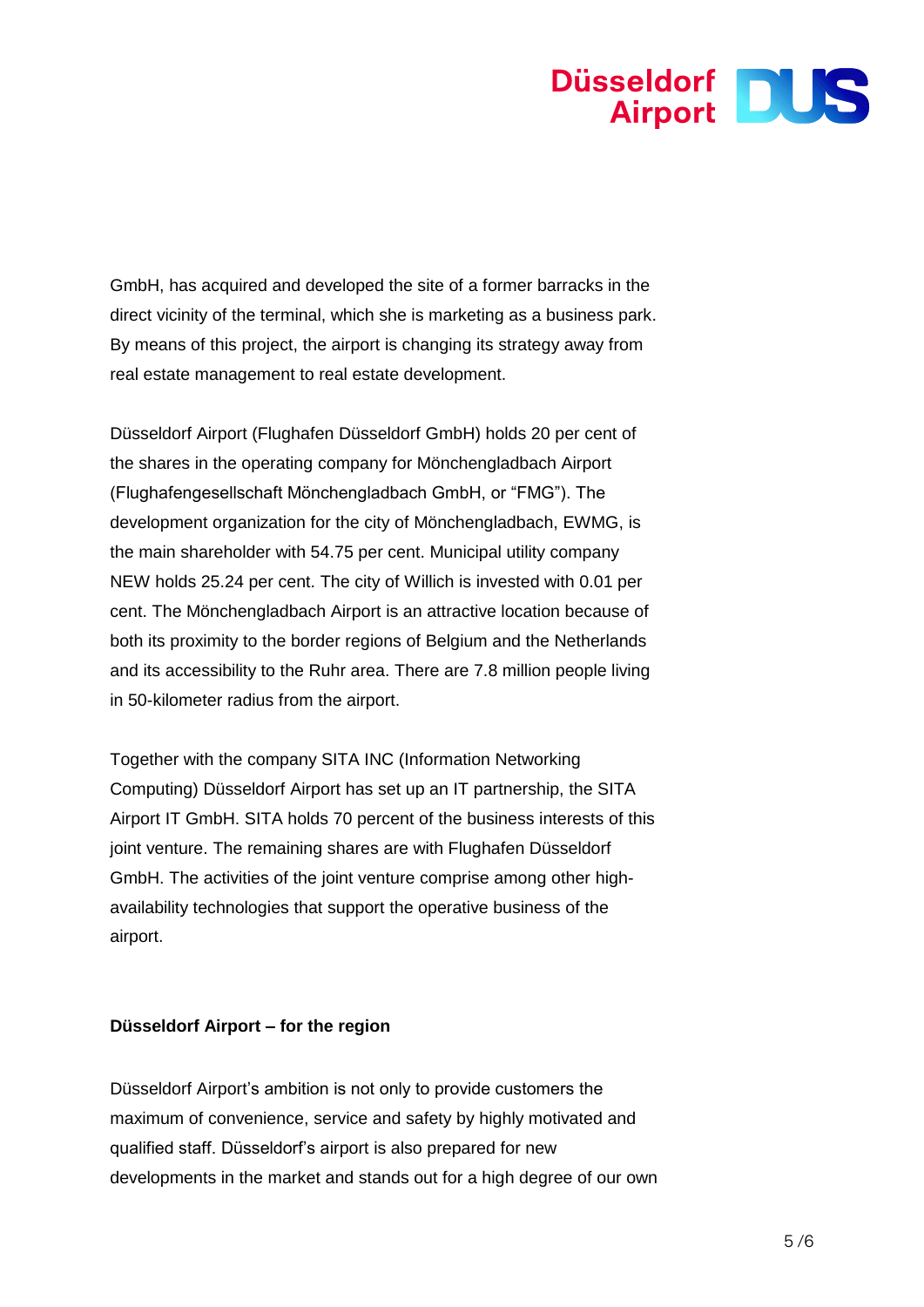GmbH, has acquired and developed the site of a former barracks in the direct vicinity of the terminal, which she is marketing as a business park. By means of this project, the airport is changing its strategy away from real estate management to real estate development.

Düsseldorf Airport (Flughafen Düsseldorf GmbH) holds 20 per cent of the shares in the operating company for Mönchengladbach Airport (Flughafengesellschaft Mönchengladbach GmbH, or "FMG"). The development organization for the city of Mönchengladbach, EWMG, is the main shareholder with 54.75 per cent. Municipal utility company NEW holds 25.24 per cent. The city of Willich is invested with 0.01 per cent. The Mönchengladbach Airport is an attractive location because of both its proximity to the border regions of Belgium and the Netherlands and its accessibility to the Ruhr area. There are 7.8 million people living in 50-kilometer radius from the airport.

Together with the company SITA INC (Information Networking Computing) Düsseldorf Airport has set up an IT partnership, the SITA Airport IT GmbH. SITA holds 70 percent of the business interests of this joint venture. The remaining shares are with Flughafen Düsseldorf GmbH. The activities of the joint venture comprise among other high-availability technologies that support the operative business of the airport.

**Düsseldorf Airport – for the region**

Düsseldorf Airport's ambition is not only to provide customers the maximum of convenience, service and safety by highly motivated and qualified staff. Düsseldorf's airport is also prepared for new developments in the market and stands out for a high degree of our own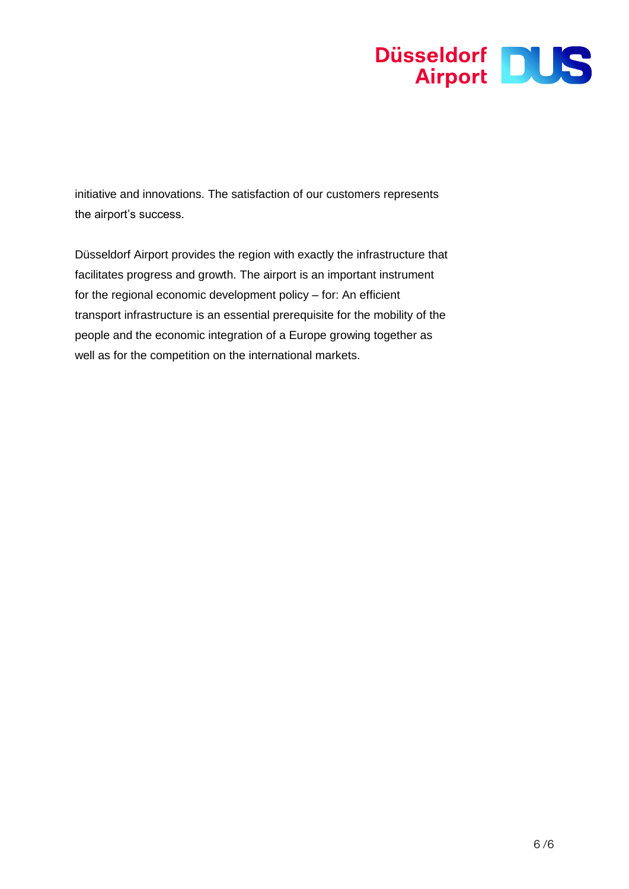initiative and innovations. The satisfaction of our customers represents the airport's success.

Düsseldorf Airport provides the region with exactly the infrastructure that facilitates progress and growth. The airport is an important instrument for the regional economic development policy – for: An efficient transport infrastructure is an essential prerequisite for the mobility of the people and the economic integration of a Europe growing together as well as for the competition on the international markets.